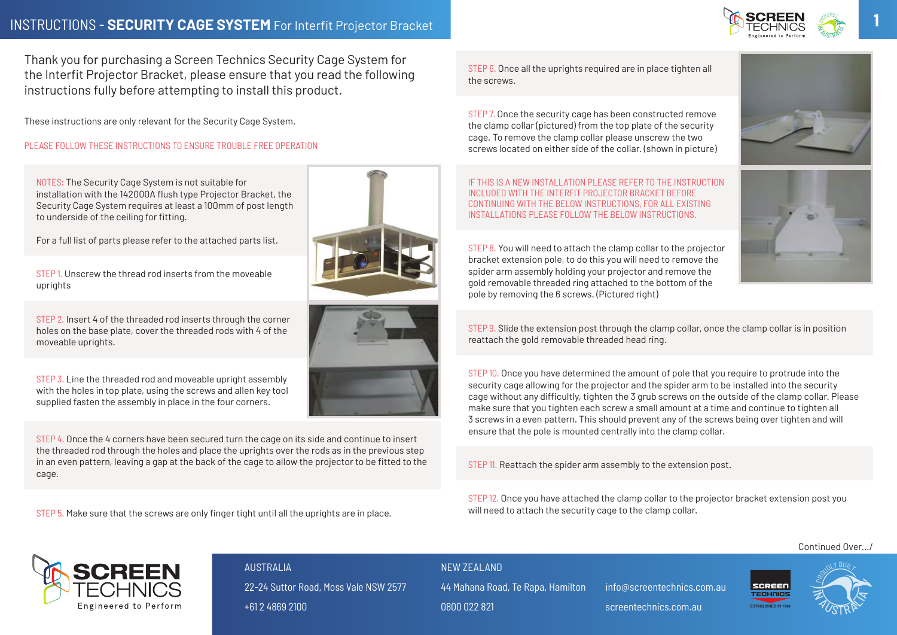# INSTRUCTIONS - **SECURITY CAGE SYSTEM** For Interfit Projector Bracket

Thank you for purchasing a Screen Technics Security Cage System for the Interfit Projector Bracket, please ensure that you read the following instructions fully before attempting to install this product.

These instructions are only relevant for the Security Cage System.

PLEASE FOLLOW THESE INSTRUCTIONS TO ENSURE TROUBLE FREE OPERATION

NOTES: The Security Cage System is not suitable for installation with the 142000A flush type Projector Bracket, the Security Cage System requires at least a 100mm of post length to underside of the ceiling for fitting.

For a full list of parts please refer to the attached parts list.

STEP 1. Unscrew the thread rod inserts from the moveable uprights

STEP 2. Insert 4 of the threaded rod inserts through the corner holes on the base plate, cover the threaded rods with 4 of the moveable uprights.

STEP 3. Line the threaded rod and moveable upright assembly with the holes in top plate, using the screws and allen key tool supplied fasten the assembly in place in the four corners.

STEP 4. Once the 4 corners have been secured turn the cage on its side and continue to insert the threaded rod through the holes and place the uprights over the rods as in the previous step in an even pattern, leaving a gap at the back of the cage to allow the projector to be fitted to the cage.

STEP 5. Make sure that the screws are only finger tight until all the uprights are in place.

STEP 6. Once all the uprights required are in place tighten all the screws.

STEP 7. Once the security cage has been constructed remove the clamp collar (pictured) from the top plate of the security cage. To remove the clamp collar please unscrew the two screws located on either side of the collar. (shown in picture)

IF THIS IS A NEW INSTALLATION PLEASE REFER TO THE INSTRUCTION INCLUDED WITH THE INTERFIT PROJECTOR BRACKET BEFORE CONTINUING WITH THE BELOW INSTRUCTIONS, FOR ALL EXISTING INSTALLATIONS PLEASE FOLLOW THE BELOW INSTRUCTIONS.

STEP 8. You will need to attach the clamp collar to the projector bracket extension pole, to do this you will need to remove the spider arm assembly holding your projector and remove the gold removable threaded ring attached to the bottom of the pole by removing the 6 screws. (Pictured right)

STEP 9. Slide the extension post through the clamp collar, once the clamp collar is in position reattach the gold removable threaded head ring.

STEP 10. Once you have determined the amount of pole that you require to protrude into the security cage allowing for the projector and the spider arm to be installed into the security cage without any difficultly, tighten the 3 grub screws on the outside of the clamp collar. Please make sure that you tighten each screw a small amount at a time and continue to tighten all 3 screws in a even pattern. This should prevent any of the screws being over tighten and will ensure that the pole is mounted centrally into the clamp collar.

STEP 11. Reattach the spider arm assembly to the extension post.

STEP 12. Once you have attached the clamp collar to the projector bracket extension post you will need to attach the security cage to the clamp collar.

Continued Over.../

AUSTRALIA
22-24 Suttor Road, Moss Vale NSW 2577
+61 2 4869 2100

NEW ZEALAND
44 Mahana Road, Te Rapa, Hamilton
0800 022 821

info@screentechnics.com.au
screentechnics.com.au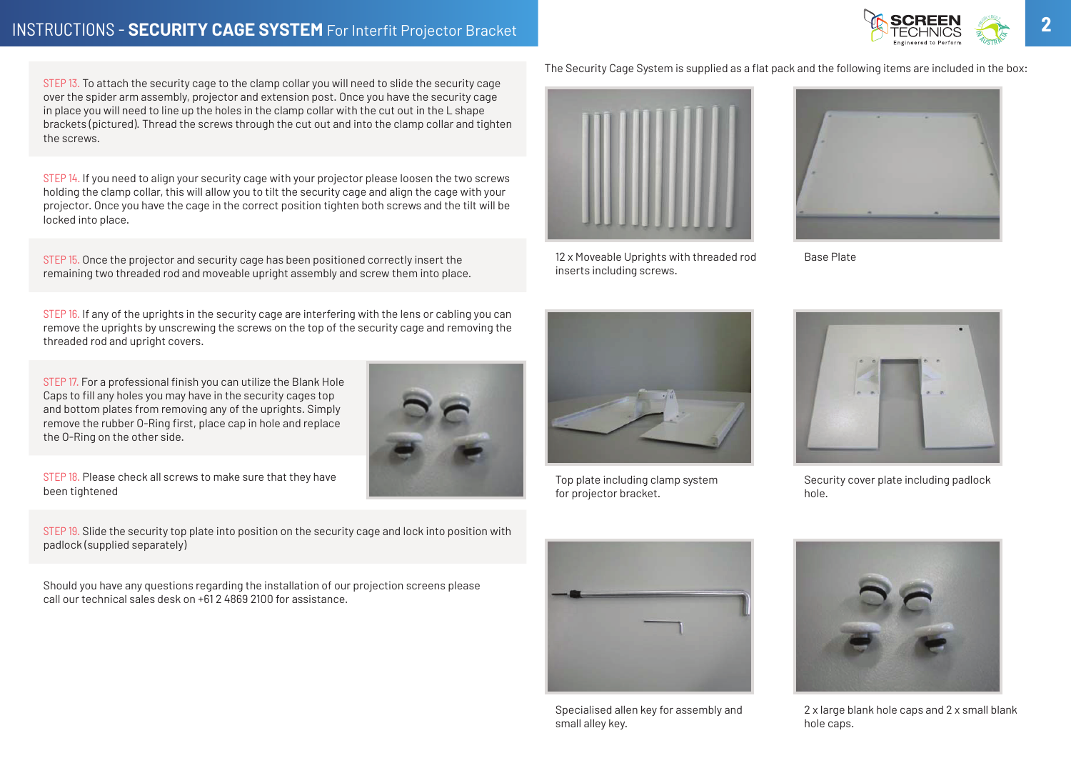# INSTRUCTIONS - **SECURITY CAGE SYSTEM** For Interfit Projector Bracket

STEP 13. To attach the security cage to the clamp collar you will need to slide the security cage over the spider arm assembly, projector and extension post. Once you have the security cage in place you will need to line up the holes in the clamp collar with the cut out in the L shape brackets (pictured). Thread the screws through the cut out and into the clamp collar and tighten the screws.

STEP 14. If you need to align your security cage with your projector please loosen the two screws holding the clamp collar, this will allow you to tilt the security cage and align the cage with your projector. Once you have the cage in the correct position tighten both screws and the tilt will be locked into place.

STEP 15. Once the projector and security cage has been positioned correctly insert the remaining two threaded rod and moveable upright assembly and screw them into place.

STEP 16. If any of the uprights in the security cage are interfering with the lens or cabling you can remove the uprights by unscrewing the screws on the top of the security cage and removing the threaded rod and upright covers.

STEP 17. For a professional finish you can utilize the Blank Hole Caps to fill any holes you may have in the security cages top and bottom plates from removing any of the uprights. Simply remove the rubber O-Ring first, place cap in hole and replace the O-Ring on the other side.

STEP 18. Please check all screws to make sure that they have been tightened

STEP 19. Slide the security top plate into position on the security cage and lock into position with padlock (supplied separately)

Should you have any questions regarding the installation of our projection screens please call our technical sales desk on +61 2 4869 2100 for assistance.

The Security Cage System is supplied as a flat pack and the following items are included in the box:

12 x Moveable Uprights with threaded rod inserts including screws.

Base Plate

Top plate including clamp system for projector bracket.

Security cover plate including padlock hole.

Specialised allen key for assembly and small alley key.

2 x large blank hole caps and 2 x small blank hole caps.